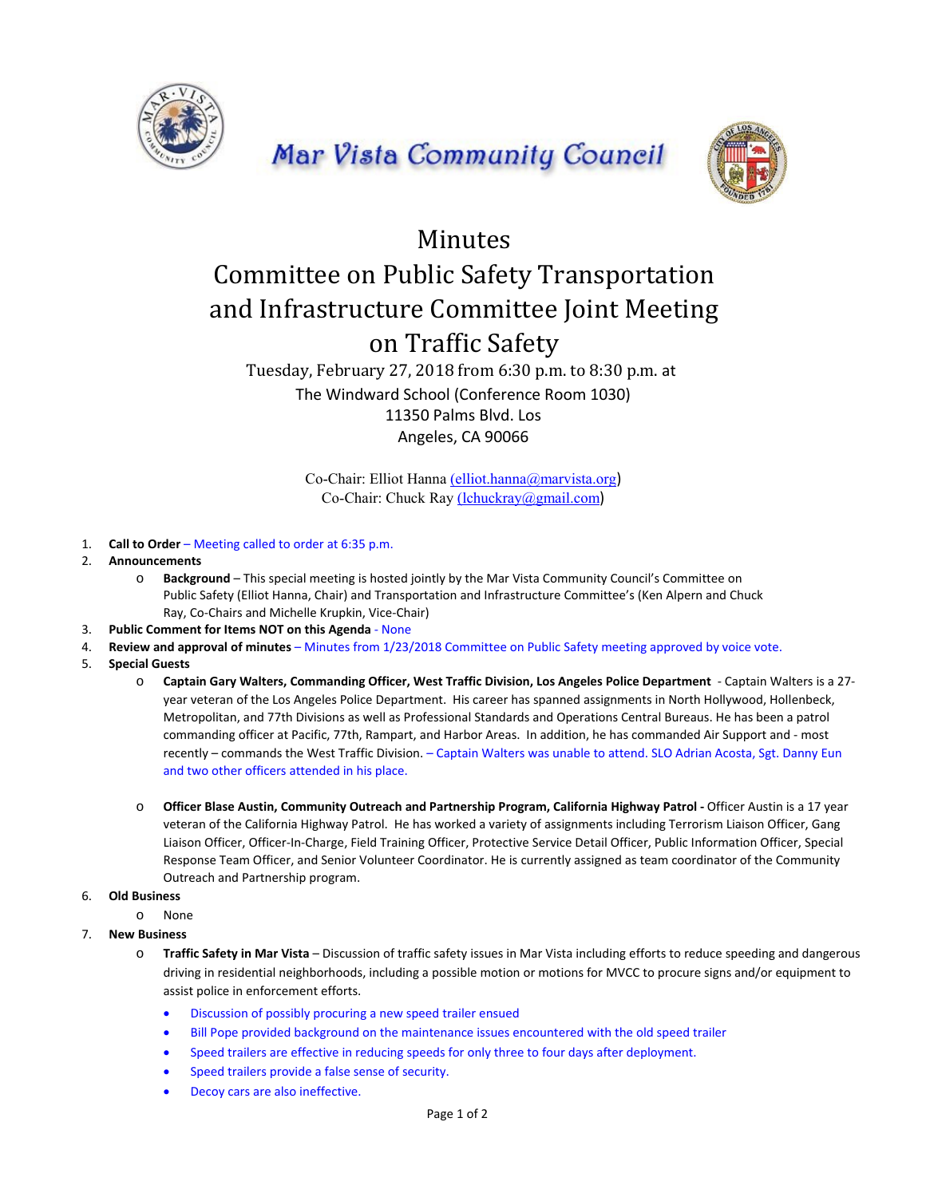# Mar Vista Community Council

# Minutes

## Committee on Public Safety Transportation and Infrastructure Committee Joint Meeting on Traffic Safety

Tuesday, February 27, 2018 from 6:30 p.m. to 8:30 p.m. at
The Windward School (Conference Room 1030)
11350 Palms Blvd. Los Angeles, CA 90066

Co-Chair: Elliot Hanna (elliot.hanna@marvista.org)
Co-Chair: Chuck Ray (lchuckray@gmail.com)

1. **Call to Order** – Meeting called to order at 6:35 p.m.
2. **Announcements**
   - **Background** – This special meeting is hosted jointly by the Mar Vista Community Council's Committee on Public Safety (Elliot Hanna, Chair) and Transportation and Infrastructure Committee's (Ken Alpern and Chuck Ray, Co-Chairs and Michelle Krupkin, Vice-Chair)
3. **Public Comment for Items NOT on this Agenda** - None
4. **Review and approval of minutes** – Minutes from 1/23/2018 Committee on Public Safety meeting approved by voice vote.
5. **Special Guests**
   - **Captain Gary Walters, Commanding Officer, West Traffic Division, Los Angeles Police Department** - Captain Walters is a 27-year veteran of the Los Angeles Police Department. His career has spanned assignments in North Hollywood, Hollenbeck, Metropolitan, and 77th Divisions as well as Professional Standards and Operations Central Bureaus. He has been a patrol commanding officer at Pacific, 77th, Rampart, and Harbor Areas. In addition, he has commanded Air Support and - most recently – commands the West Traffic Division. – Captain Walters was unable to attend. SLO Adrian Acosta, Sgt. Danny Eun and two other officers attended in his place.
   - **Officer Blase Austin, Community Outreach and Partnership Program, California Highway Patrol -** Officer Austin is a 17 year veteran of the California Highway Patrol. He has worked a variety of assignments including Terrorism Liaison Officer, Gang Liaison Officer, Officer-In-Charge, Field Training Officer, Protective Service Detail Officer, Public Information Officer, Special Response Team Officer, and Senior Volunteer Coordinator. He is currently assigned as team coordinator of the Community Outreach and Partnership program.
6. **Old Business**
   - None
7. **New Business**
   - **Traffic Safety in Mar Vista** – Discussion of traffic safety issues in Mar Vista including efforts to reduce speeding and dangerous driving in residential neighborhoods, including a possible motion or motions for MVCC to procure signs and/or equipment to assist police in enforcement efforts.
     - Discussion of possibly procuring a new speed trailer ensued
     - Bill Pope provided background on the maintenance issues encountered with the old speed trailer
     - Speed trailers are effective in reducing speeds for only three to four days after deployment.
     - Speed trailers provide a false sense of security.
     - Decoy cars are also ineffective.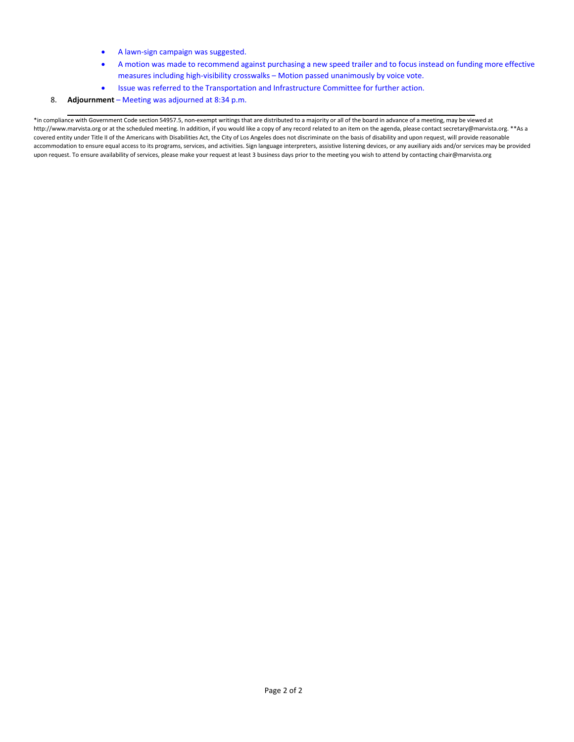- A lawn-sign campaign was suggested.
- A motion was made to recommend against purchasing a new speed trailer and to focus instead on funding more effective measures including high-visibility crosswalks – Motion passed unanimously by voice vote.
- Issue was referred to the Transportation and Infrastructure Committee for further action.

8. **Adjournment** – Meeting was adjourned at 8:34 p.m.

---

*in compliance with Government Code section 54957.5, non-exempt writings that are distributed to a majority or all of the board in advance of a meeting, may be viewed at http://www.marvista.org or at the scheduled meeting. In addition, if you would like a copy of any record related to an item on the agenda, please contact secretary@marvista.org. **As a covered entity under Title II of the Americans with Disabilities Act, the City of Los Angeles does not discriminate on the basis of disability and upon request, will provide reasonable accommodation to ensure equal access to its programs, services, and activities. Sign language interpreters, assistive listening devices, or any auxiliary aids and/or services may be provided upon request. To ensure availability of services, please make your request at least 3 business days prior to the meeting you wish to attend by contacting chair@marvista.org